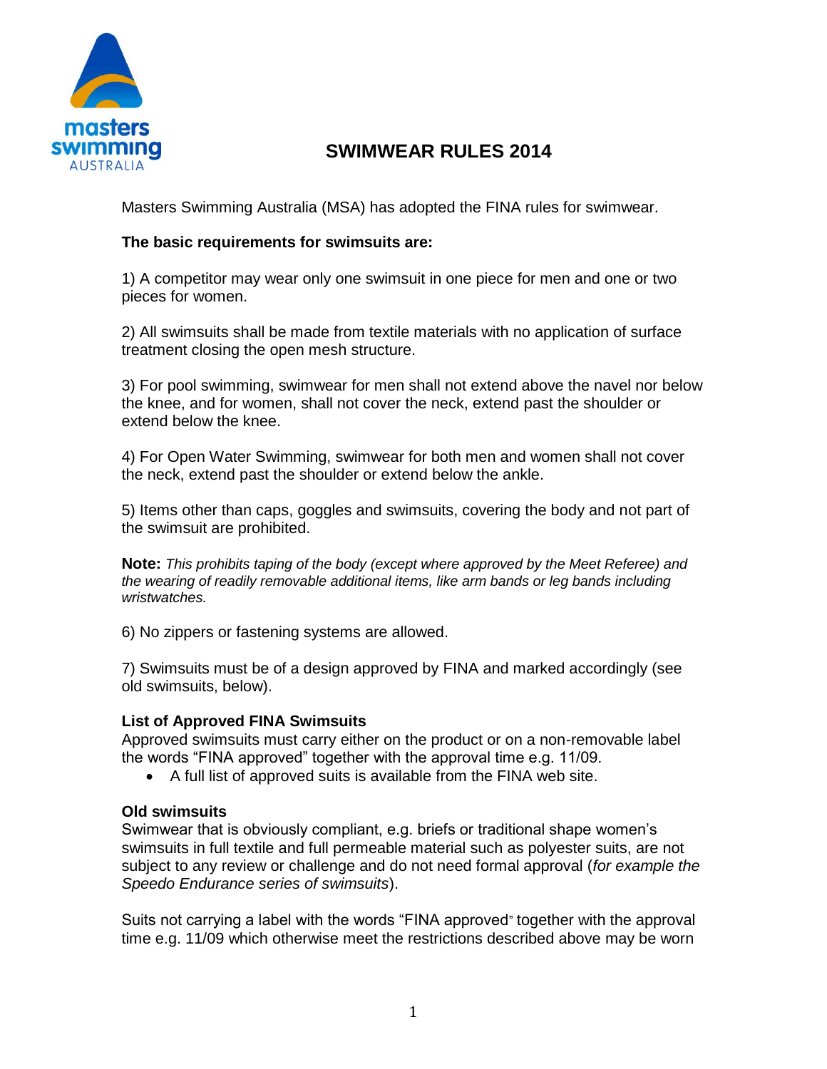# SWIMWEAR RULES 2014

Masters Swimming Australia (MSA) has adopted the FINA rules for swimwear.

**The basic requirements for swimsuits are:**

1) A competitor may wear only one swimsuit in one piece for men and one or two pieces for women.

2) All swimsuits shall be made from textile materials with no application of surface treatment closing the open mesh structure.

3) For pool swimming, swimwear for men shall not extend above the navel nor below the knee, and for women, shall not cover the neck, extend past the shoulder or extend below the knee.

4) For Open Water Swimming, swimwear for both men and women shall not cover the neck, extend past the shoulder or extend below the ankle.

5) Items other than caps, goggles and swimsuits, covering the body and not part of the swimsuit are prohibited.

**Note:** *This prohibits taping of the body (except where approved by the Meet Referee) and the wearing of readily removable additional items, like arm bands or leg bands including wristwatches.*

6) No zippers or fastening systems are allowed.

7) Swimsuits must be of a design approved by FINA and marked accordingly (see old swimsuits, below).

### List of Approved FINA Swimsuits

Approved swimsuits must carry either on the product or on a non-removable label the words "FINA approved" together with the approval time e.g. 11/09.

- A full list of approved suits is available from the FINA web site.

### Old swimsuits

Swimwear that is obviously compliant, e.g. briefs or traditional shape women's swimsuits in full textile and full permeable material such as polyester suits, are not subject to any review or challenge and do not need formal approval (*for example the Speedo Endurance series of swimsuits*).

Suits not carrying a label with the words "FINA approved" together with the approval time e.g. 11/09 which otherwise meet the restrictions described above may be worn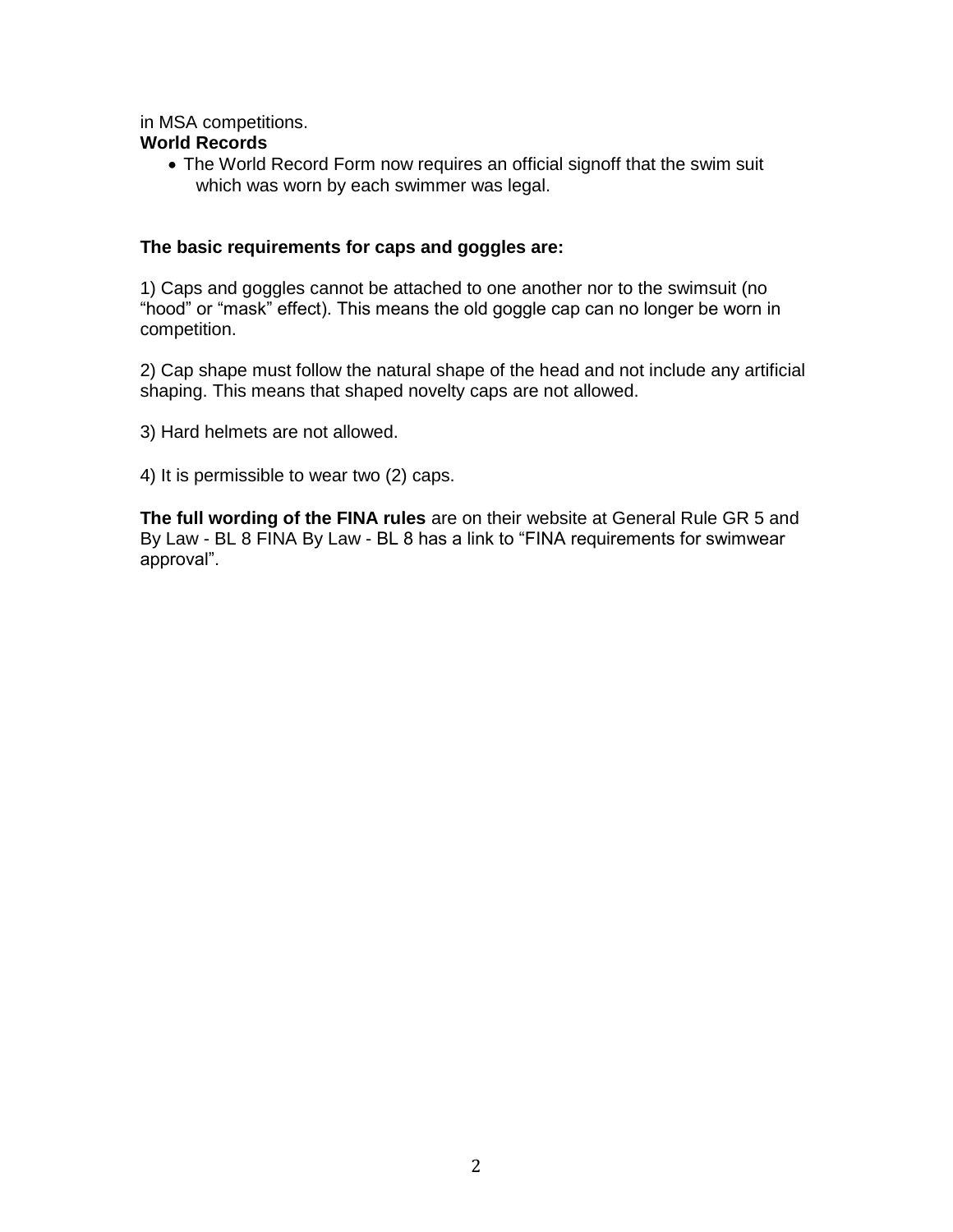in MSA competitions.

**World Records**

- The World Record Form now requires an official signoff that the swim suit which was worn by each swimmer was legal.

**The basic requirements for caps and goggles are:**

1) Caps and goggles cannot be attached to one another nor to the swimsuit (no “hood” or “mask” effect). This means the old goggle cap can no longer be worn in competition.

2) Cap shape must follow the natural shape of the head and not include any artificial shaping. This means that shaped novelty caps are not allowed.

3) Hard helmets are not allowed.

4) It is permissible to wear two (2) caps.

**The full wording of the FINA rules** are on their website at General Rule GR 5 and By Law - BL 8 FINA By Law - BL 8 has a link to “FINA requirements for swimwear approval”.